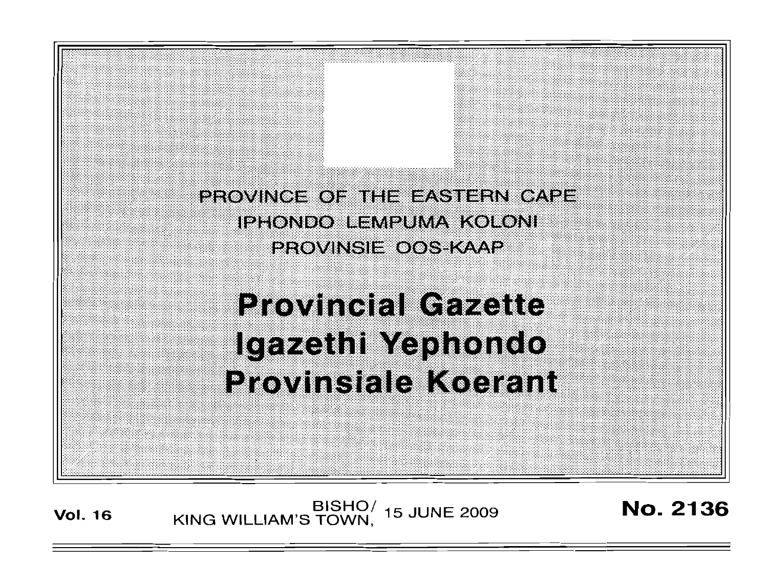PROVINCE OF THE EASTERN CAPE
IPHONDO LEMPUMA KOLONI
PROVINSIE OOS-KAAP

# Provincial Gazette
# Igazethi Yephondo
# Provinsiale Koerant

**Vol. 16** BISHO/KING WILLIAM'S TOWN, 15 JUNE 2009 **No. 2136**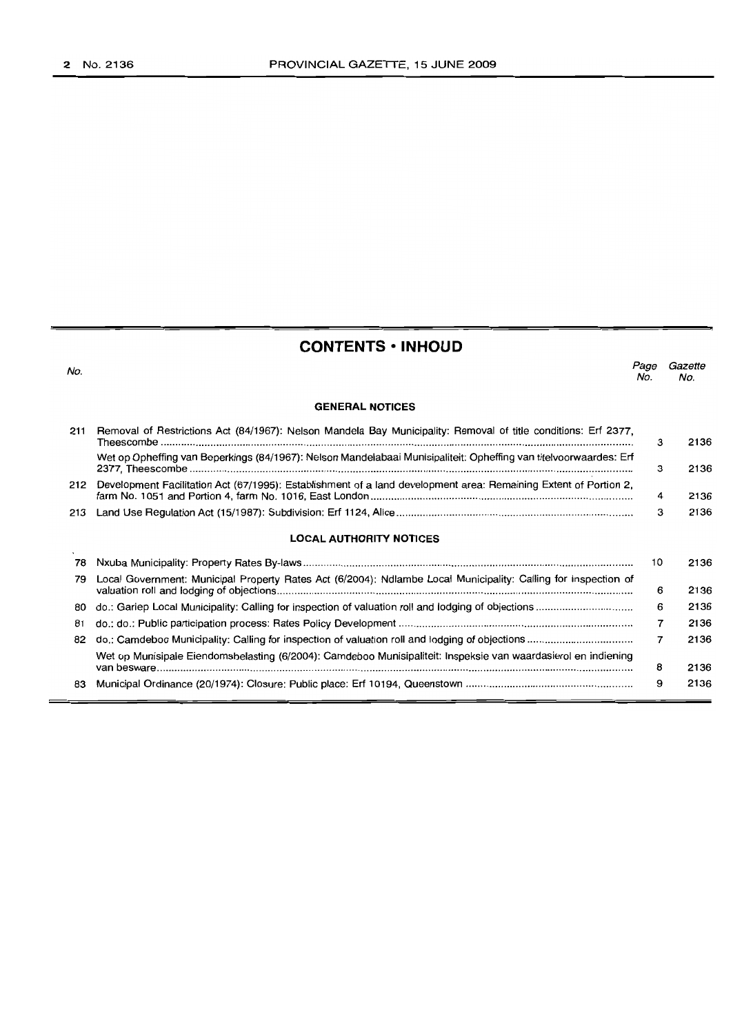## CONTENTS • INHOUD

| No. | | Page No. | Gazette No. |
|---|---|---|---|
| | **GENERAL NOTICES** | | |
| 211 | Removal of Restrictions Act (84/1967): Nelson Mandela Bay Municipality: Removal of title conditions: Erf 2377, Theescombe | 3 | 2136 |
| | Wet op Opheffing van Beperkings (84/1967): Nelson Mandelabaai Munisipaliteit: Opheffing van titelvoorwaardes: Erf 2377, Theescombe | 3 | 2136 |
| 212 | Development Facilitation Act (67/1995): Establishment of a land development area: Remaining Extent of Portion 2, farm No. 1051 and Portion 4, farm No. 1016, East London | 4 | 2136 |
| 213 | Land Use Regulation Act (15/1987): Subdivision: Erf 1124, Alice | 3 | 2136 |
| | **LOCAL AUTHORITY NOTICES** | | |
| 78 | Nxuba Municipality: Property Rates By-laws | 10 | 2136 |
| 79 | Local Government: Municipal Property Rates Act (6/2004): Ndlambe Local Municipality: Calling for inspection of valuation roll and lodging of objections | 6 | 2136 |
| 80 | do.: Gariep Local Municipality: Calling for inspection of valuation roll and lodging of objections | 6 | 2136 |
| 81 | do.: do.: Public participation process: Rates Policy Development | 7 | 2136 |
| 82 | do.: Camdeboo Municipality: Calling for inspection of valuation roll and lodging of objections | 7 | 2136 |
| | Wet op Munisipale Eiendomsbelasting (6/2004): Camdeboo Munisipaliteit: Inspeksie van waardasierol en indiening van besware | 8 | 2136 |
| 83 | Municipal Ordinance (20/1974): Closure: Public place: Erf 10194, Queenstown | 9 | 2136 |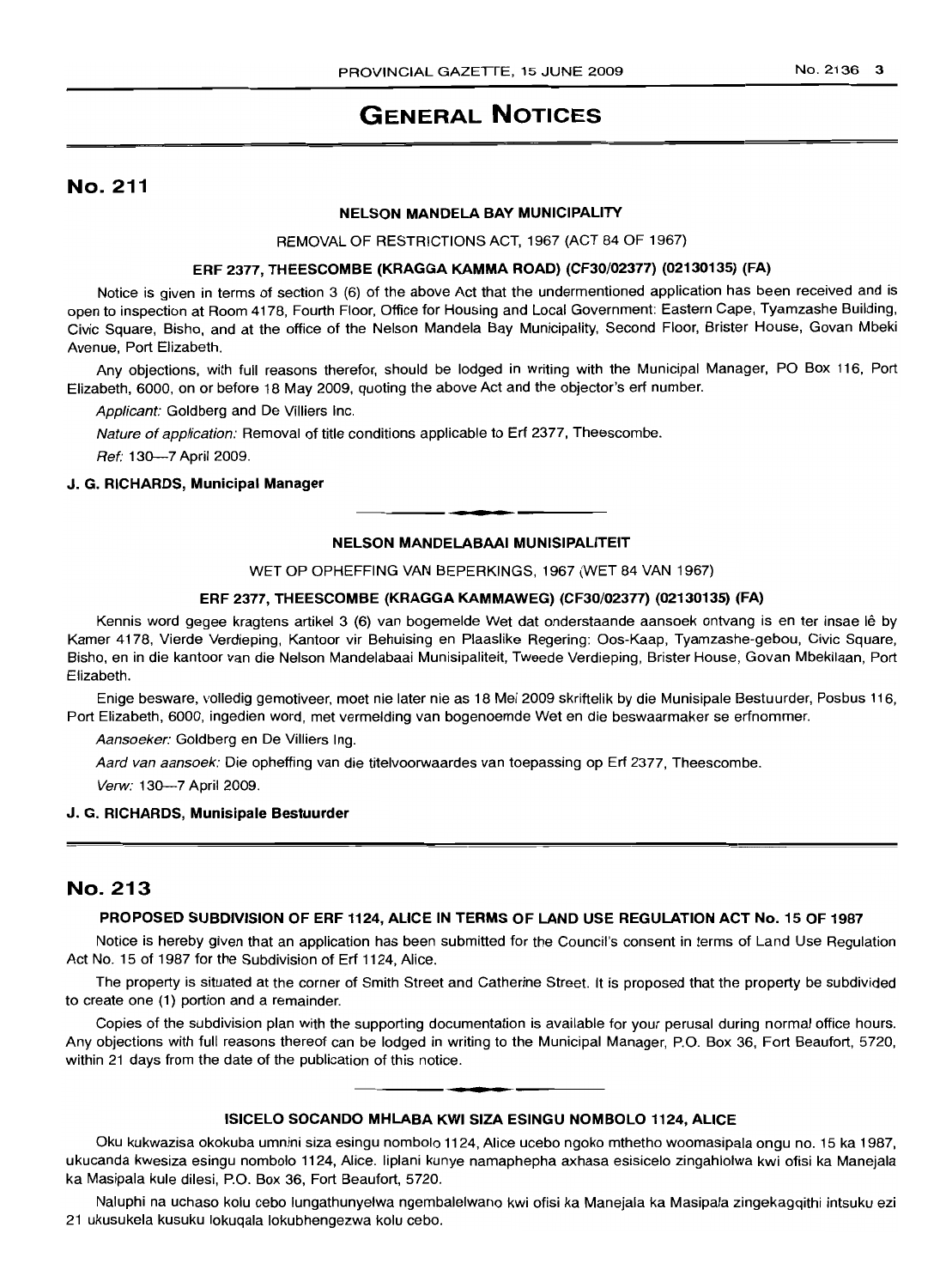# GENERAL NOTICES

## No. 211

### NELSON MANDELA BAY MUNICIPALITY

REMOVAL OF RESTRICTIONS ACT, 1967 (ACT 84 OF 1967)

**ERF 2377, THEESCOMBE (KRAGGA KAMMA ROAD) (CF30/02377) (02130135) (FA)**

Notice is given in terms of section 3 (6) of the above Act that the undermentioned application has been received and is open to inspection at Room 4178, Fourth Floor, Office for Housing and Local Government: Eastern Cape, Tyamzashe Building, Civic Square, Bisho, and at the office of the Nelson Mandela Bay Municipality, Second Floor, Brister House, Govan Mbeki Avenue, Port Elizabeth.

Any objections, with full reasons therefor, should be lodged in writing with the Municipal Manager, PO Box 116, Port Elizabeth, 6000, on or before 18 May 2009, quoting the above Act and the objector's erf number.

*Applicant:* Goldberg and De Villiers Inc.

*Nature of application:* Removal of title conditions applicable to Erf 2377, Theescombe.

*Ref:* 130—7 April 2009.

**J. G. RICHARDS, Municipal Manager**

---

### NELSON MANDELABAAI MUNISIPALITEIT

WET OP OPHEFFING VAN BEPERKINGS, 1967 (WET 84 VAN 1967)

**ERF 2377, THEESCOMBE (KRAGGA KAMMAWEG) (CF30/02377) (02130135) (FA)**

Kennis word gegee kragtens artikel 3 (6) van bogemelde Wet dat onderstaande aansoek ontvang is en ter insae lê by Kamer 4178, Vierde Verdieping, Kantoor vir Behuising en Plaaslike Regering: Oos-Kaap, Tyamzashe-gebou, Civic Square, Bisho, en in die kantoor van die Nelson Mandelabaai Munisipaliteit, Tweede Verdieping, Brister House, Govan Mbekilaan, Port Elizabeth.

Enige besware, volledig gemotiveer, moet nie later nie as 18 Mei 2009 skriftelik by die Munisipale Bestuurder, Posbus 116, Port Elizabeth, 6000, ingedien word, met vermelding van bogenoemde Wet en die beswaarmaker se erfnommer.

*Aansoeker:* Goldberg en De Villiers Ing.

*Aard van aansoek:* Die opheffing van die titelvoorwaardes van toepassing op Erf 2377, Theescombe.

*Verw:* 130—7 April 2009.

**J. G. RICHARDS, Munisipale Bestuurder**

---

## No. 213

### PROPOSED SUBDIVISION OF ERF 1124, ALICE IN TERMS OF LAND USE REGULATION ACT No. 15 OF 1987

Notice is hereby given that an application has been submitted for the Council's consent in terms of Land Use Regulation Act No. 15 of 1987 for the Subdivision of Erf 1124, Alice.

The property is situated at the corner of Smith Street and Catherine Street. It is proposed that the property be subdivided to create one (1) portion and a remainder.

Copies of the subdivision plan with the supporting documentation is available for your perusal during normal office hours. Any objections with full reasons thereof can be lodged in writing to the Municipal Manager, P.O. Box 36, Fort Beaufort, 5720, within 21 days from the date of the publication of this notice.

---

### ISICELO SOCANDO MHLABA KWI SIZA ESINGU NOMBOLO 1124, ALICE

Oku kukwazisa okokuba umnini siza esingu nombolo 1124, Alice ucebo ngoko mthetho woomasipala ongu no. 15 ka 1987, ukucanda kwesiza esingu nombolo 1124, Alice. Iiplani kunye namaphepha axhasa esisicelo zingahlolwa kwi ofisi ka Manejala ka Masipala kule dilesi, P.O. Box 36, Fort Beaufort, 5720.

Naluphi na uchaso kolu cebo lungathunyelwa ngembalelwano kwi ofisi ka Manejala ka Masipala zingekagqithi intsuku ezi 21 ukusukela kusuku lokuqala lokubhengezwa kolu cebo.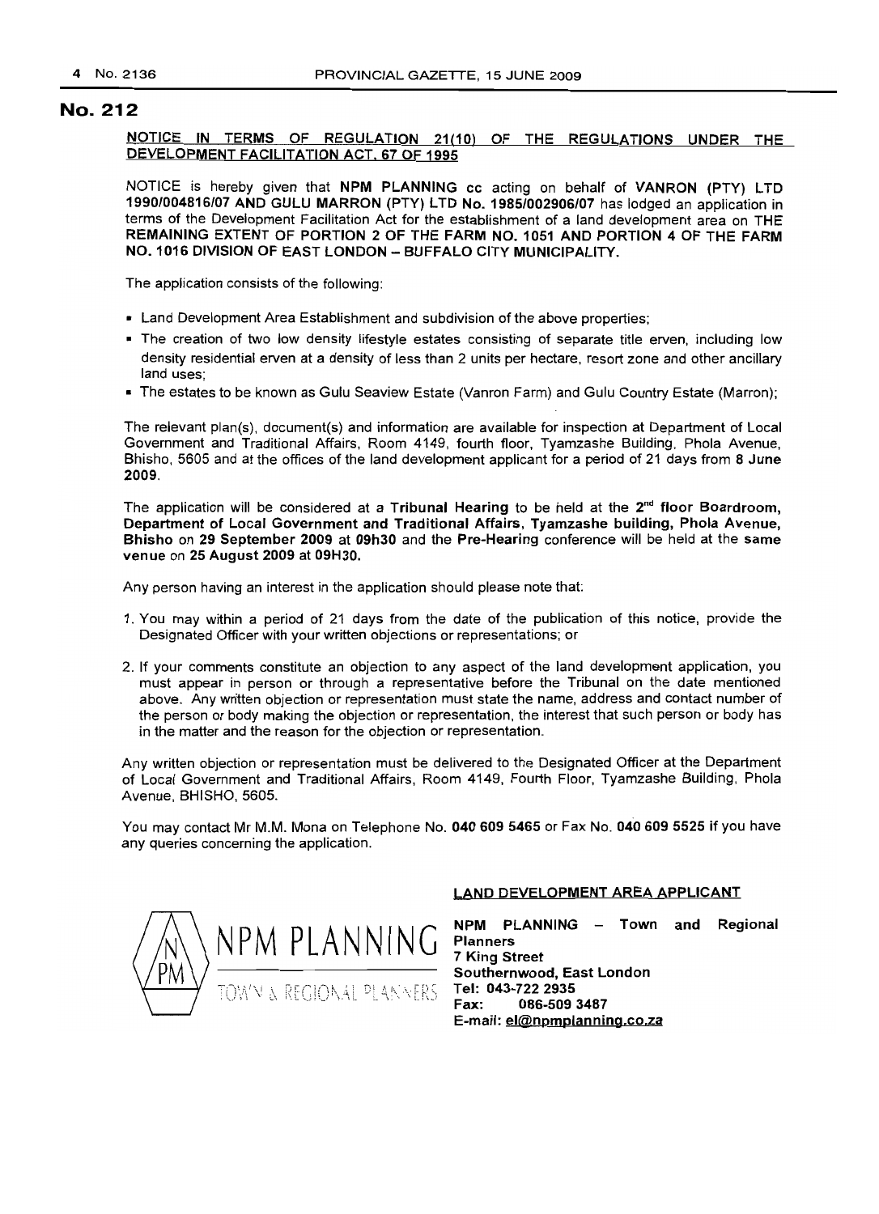# No. 212

**NOTICE IN TERMS OF REGULATION 21(10) OF THE REGULATIONS UNDER THE DEVELOPMENT FACILITATION ACT, 67 OF 1995**

NOTICE is hereby given that **NPM PLANNING** cc acting on behalf of **VANRON (PTY) LTD 1990/004816/07 AND GULU MARRON (PTY) LTD No. 1985/002906/07** has lodged an application in terms of the Development Facilitation Act for the establishment of a land development area on **THE REMAINING EXTENT OF PORTION 2 OF THE FARM NO. 1051 AND PORTION 4 OF THE FARM NO. 1016 DIVISION OF EAST LONDON – BUFFALO CITY MUNICIPALITY.**

The application consists of the following:

- Land Development Area Establishment and subdivision of the above properties;
- The creation of two low density lifestyle estates consisting of separate title erven, including low density residential erven at a density of less than 2 units per hectare, resort zone and other ancillary land uses;
- The estates to be known as Gulu Seaview Estate (Vanron Farm) and Gulu Country Estate (Marron);

The relevant plan(s), document(s) and information are available for inspection at Department of Local Government and Traditional Affairs, Room 4149, fourth floor, Tyamzashe Building, Phola Avenue, Bhisho, 5605 and at the offices of the land development applicant for a period of 21 days from **8 June 2009**.

The application will be considered at a **Tribunal Hearing** to be held at the **2nd floor Boardroom, Department of Local Government and Traditional Affairs, Tyamzashe building, Phola Avenue, Bhisho** on **29 September 2009** at **09h30** and the **Pre-Hearing** conference will be held at the **same venue** on **25 August 2009** at **09H30.**

Any person having an interest in the application should please note that:

1. You may within a period of 21 days from the date of the publication of this notice, provide the Designated Officer with your written objections or representations; or
2. If your comments constitute an objection to any aspect of the land development application, you must appear in person or through a representative before the Tribunal on the date mentioned above. Any written objection or representation must state the name, address and contact number of the person or body making the objection or representation, the interest that such person or body has in the matter and the reason for the objection or representation.

Any written objection or representation must be delivered to the Designated Officer at the Department of Local Government and Traditional Affairs, Room 4149, Fourth Floor, Tyamzashe Building, Phola Avenue, BHISHO, 5605.

You may contact Mr M.M. Mona on Telephone No. **040 609 5465** or Fax No. **040 609 5525** if you have any queries concerning the application.

NPM PLANNING
TOWN & REGIONAL PLANNERS

**LAND DEVELOPMENT AREA APPLICANT**

**NPM PLANNING – Town and Regional Planners**
**7 King Street**
**Southernwood, East London**
**Tel: 043-722 2935**
**Fax: 086-509 3487**
**E-mail: el@npmplanning.co.za**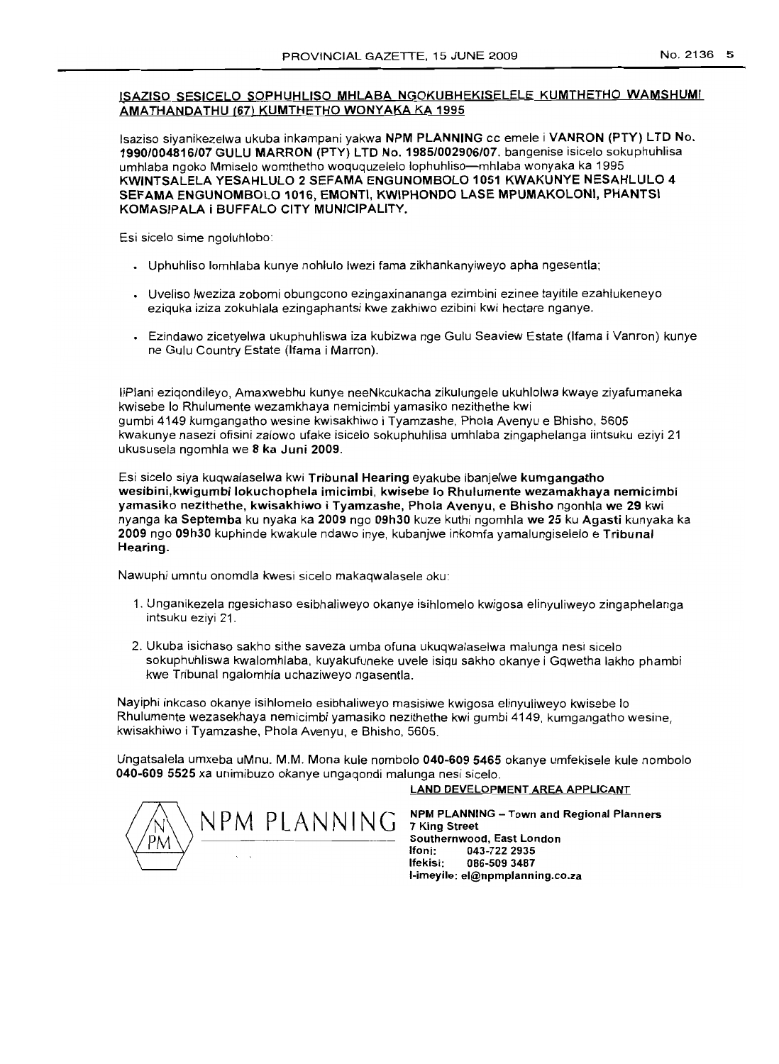**ISAZISO SESICELO SOPHUHLISO MHLABA NGOKUBHEKISELELE KUMTHETHO WAMSHUMI AMATHANDATHU (67) KUMTHETHO WONYAKA KA 1995**

Isaziso siyanikezelwa ukuba inkampani yakwa **NPM PLANNING** cc emele i **VANRON (PTY) LTD No. 1990/004816/07 GULU MARRON (PTY) LTD No. 1985/002906/07.** bangenise isicelo sokuphuhlisa umhlaba ngoko Mmiselo womthetho woququzelelo lophuhliso—mhlaba wonyaka ka 1995 **KWINTSALELA YESAHLULO 2 SEFAMA ENGUNOMBOLO 1051 KWAKUNYE NESAHLULO 4 SEFAMA ENGUNOMBOLO 1016, EMONTI, KWIPHONDO LASE MPUMAKOLONI, PHANTSI KOMASIPALA i BUFFALO CITY MUNICIPALITY.**

Esi sicelo sime ngoluhlobo:

- Uphuhliso lomhlaba kunye nohlulo lwezi fama zikhankanyiweyo apha ngesentla;
- Uveliso lweziza zobomi obungcono ezingaxinananga ezimbini ezinee tayitile ezahlukeneyo eziquka iziza zokuhlala ezingaphantsi kwe zakhiwo ezibini kwi hectare nganye.
- Ezindawo zicetyelwa ukuphuhliswa iza kubizwa nge Gulu Seaview Estate (Ifama i Vanron) kunye ne Gulu Country Estate (Ifama i Marron).

IiPlani eziqondileyo, Amaxwebhu kunye neeNkcukacha zikulungele ukuhlolwa kwaye ziyafumaneka kwisebe lo Rhulumente wezamkhaya nemicimbi yamasiko nezithethe kwi gumbi 4149 kumgangatho wesine kwisakhiwo i Tyamzashe, Phola Avenyu e Bhisho, 5605 kwakunye nasezi ofisini zalowo ufake isicelo sokuphuhlisa umhlaba zingaphelanga iintsuku eziyi 21 ukususela ngomhla we **8 ka Juni 2009.**

Esi sicelo siya kuqwalaselwa kwi **Tribunal Hearing** eyakube ibanjelwe **kumgangatho wesibini,kwigumbi lokuchophela imicimbi, kwisebe lo Rhulumente wezamakhaya nemicimbi yamasiko nezithethe, kwisakhiwo i Tyamzashe, Phola Avenyu, e Bhisho** ngonhla **we 29** kwi nyanga ka **Septemba** ku nyaka ka **2009** ngo **09h30** kuze kuthi ngomhla **we 25** ku **Agasti** kunyaka ka **2009** ngo **09h30** kuphinde kwakule ndawo inye, kubanjwe inkomfa yamalungiselelo e **Tribunal Hearing.**

Nawuphi umntu onomdla kwesi sicelo makaqwalasele oku:

1. Unganikezela ngesichaso esibhaliweyo okanye isihlomelo kwigosa elinyuliweyo zingaphelanga intsuku eziyi 21.
2. Ukuba isichaso sakho sithe saveza umba ofuna ukuqwalaselwa malunga nesi sicelo sokuphuhliswa kwalomhlaba, kuyakufuneke uvele isiqu sakho okanye i Gqwetha lakho phambi kwe Tribunal ngalomhla uchaziweyo ngasentla.

Nayiphi inkcaso okanye isihlomelo esibhaliweyo masisiwe kwigosa elinyuliweyo kwisebe lo Rhulumente wezasekhaya nemicimbi yamasiko nezithethe kwi gumbi 4149, kumgangatho wesine, kwisakhiwo i Tyamzashe, Phola Avenyu, e Bhisho, 5605.

Ungatsalela umxeba uMnu. M.M. Mona kule nombolo **040-609 5465** okanye umfekisele kule nombolo **040-609 5525** xa unimibuzo okanye ungaqondi malunga nesi sicelo.

**LAND DEVELOPMENT AREA APPLICANT**

NPM PLANNING

**NPM PLANNING – Town and Regional Planners**
**7 King Street**
**Southernwood, East London**
**Ifoni: 043-722 2935**
**Ifekisi: 086-509 3487**
**I-imeyile: el@npmplanning.co.za**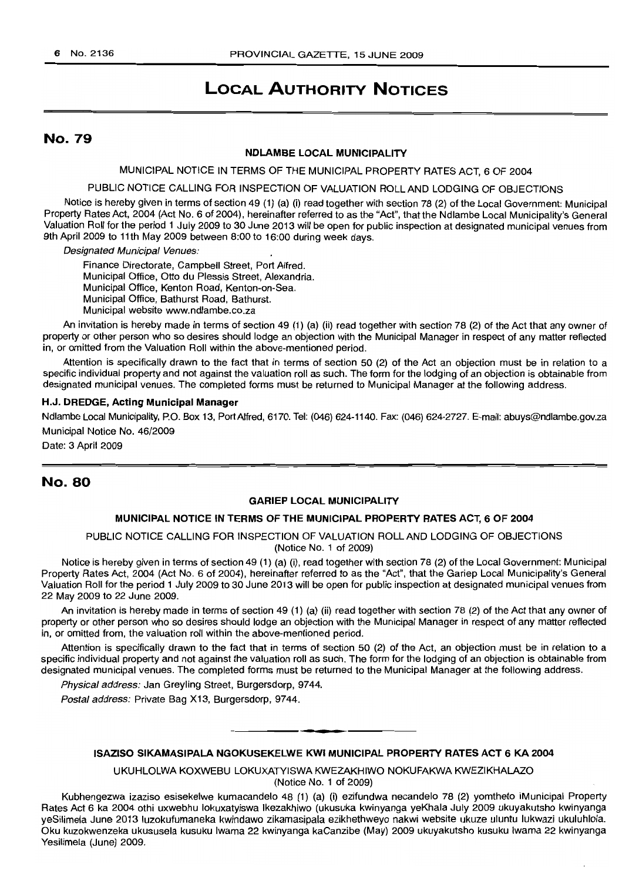# LOCAL AUTHORITY NOTICES

## No. 79

### NDLAMBE LOCAL MUNICIPALITY

MUNICIPAL NOTICE IN TERMS OF THE MUNICIPAL PROPERTY RATES ACT, 6 OF 2004

PUBLIC NOTICE CALLING FOR INSPECTION OF VALUATION ROLL AND LODGING OF OBJECTIONS

Notice is hereby given in terms of section 49 (1) (a) (i) read together with section 78 (2) of the Local Government: Municipal Property Rates Act, 2004 (Act No. 6 of 2004), hereinafter referred to as the "Act", that the Ndlambe Local Municipality's General Valuation Roll for the period 1 July 2009 to 30 June 2013 will be open for public inspection at designated municipal venues from 9th April 2009 to 11th May 2009 between 8:00 to 16:00 during week days.

*Designated Municipal Venues:*

Finance Directorate, Campbell Street, Port Alfred.
Municipal Office, Otto du Plessis Street, Alexandria.
Municipal Office, Kenton Road, Kenton-on-Sea.
Municipal Office, Bathurst Road, Bathurst.
Municipal website www.ndlambe.co.za

An invitation is hereby made in terms of section 49 (1) (a) (ii) read together with section 78 (2) of the Act that any owner of property or other person who so desires should lodge an objection with the Municipal Manager in respect of any matter reflected in, or omitted from the Valuation Roll within the above-mentioned period.

Attention is specifically drawn to the fact that in terms of section 50 (2) of the Act an objection must be in relation to a specific individual property and not against the valuation roll as such. The form for the lodging of an objection is obtainable from designated municipal venues. The completed forms must be returned to Municipal Manager at the following address.

**H.J. DREDGE, Acting Municipal Manager**

Ndlambe Local Municipality, P.O. Box 13, Port Alfred, 6170. Tel: (046) 624-1140. Fax: (046) 624-2727. E-mail: abuys@ndlambe.gov.za

Municipal Notice No. 46/2009

Date: 3 April 2009

## No. 80

### GARIEP LOCAL MUNICIPALITY

**MUNICIPAL NOTICE IN TERMS OF THE MUNICIPAL PROPERTY RATES ACT, 6 OF 2004**

PUBLIC NOTICE CALLING FOR INSPECTION OF VALUATION ROLL AND LODGING OF OBJECTIONS
(Notice No. 1 of 2009)

Notice is hereby given in terms of section 49 (1) (a) (i), read together with section 78 (2) of the Local Government: Municipal Property Rates Act, 2004 (Act No. 6 of 2004), hereinafter referred to as the "Act", that the Gariep Local Municipality's General Valuation Roll for the period 1 July 2009 to 30 June 2013 will be open for public inspection at designated municipal venues from 22 May 2009 to 22 June 2009.

An invitation is hereby made in terms of section 49 (1) (a) (ii) read together with section 78 (2) of the Act that any owner of property or other person who so desires should lodge an objection with the Municipal Manager in respect of any matter reflected in, or omitted from, the valuation roll within the above-mentioned period.

Attention is specifically drawn to the fact that in terms of section 50 (2) of the Act, an objection must be in relation to a specific individual property and not against the valuation roll as such. The form for the lodging of an objection is obtainable from designated municipal venues. The completed forms must be returned to the Municipal Manager at the following address.

*Physical address:* Jan Greyling Street, Burgersdorp, 9744.

*Postal address:* Private Bag X13, Burgersdorp, 9744.

---

**ISAZISO SIKAMASIPALA NGOKUSEKELWE KWI MUNICIPAL PROPERTY RATES ACT 6 KA 2004**

UKUHLOLWA KOXWEBU LOKUXATYISWA KWEZAKHIWO NOKUFAKWA KWEZIKHALAZO
(Notice No. 1 of 2009)

Kubhengezwa izaziso esisekelwe kumacandelo 48 (1) (a) (i) ezifundwa necandelo 78 (2) yomthetho iMunicipal Property Rates Act 6 ka 2004 othi uxwebhu lokuxatyiswa Ikezakhiwo (ukusuka kwinyanga yeKhala July 2009 ukuyakutsho kwinyanga yeSilimela June 2013 luzokufumaneka kwindawo zikamasipala ezikhethweyo nakwi website ukuze uluntu lukwazi ukuluhlola. Oku kuzokwenzeka ukususela kusuku lwama 22 kwinyanga kaCanzibe (May) 2009 ukuyakutsho kusuku lwama 22 kwinyanga Yesilimela (June) 2009.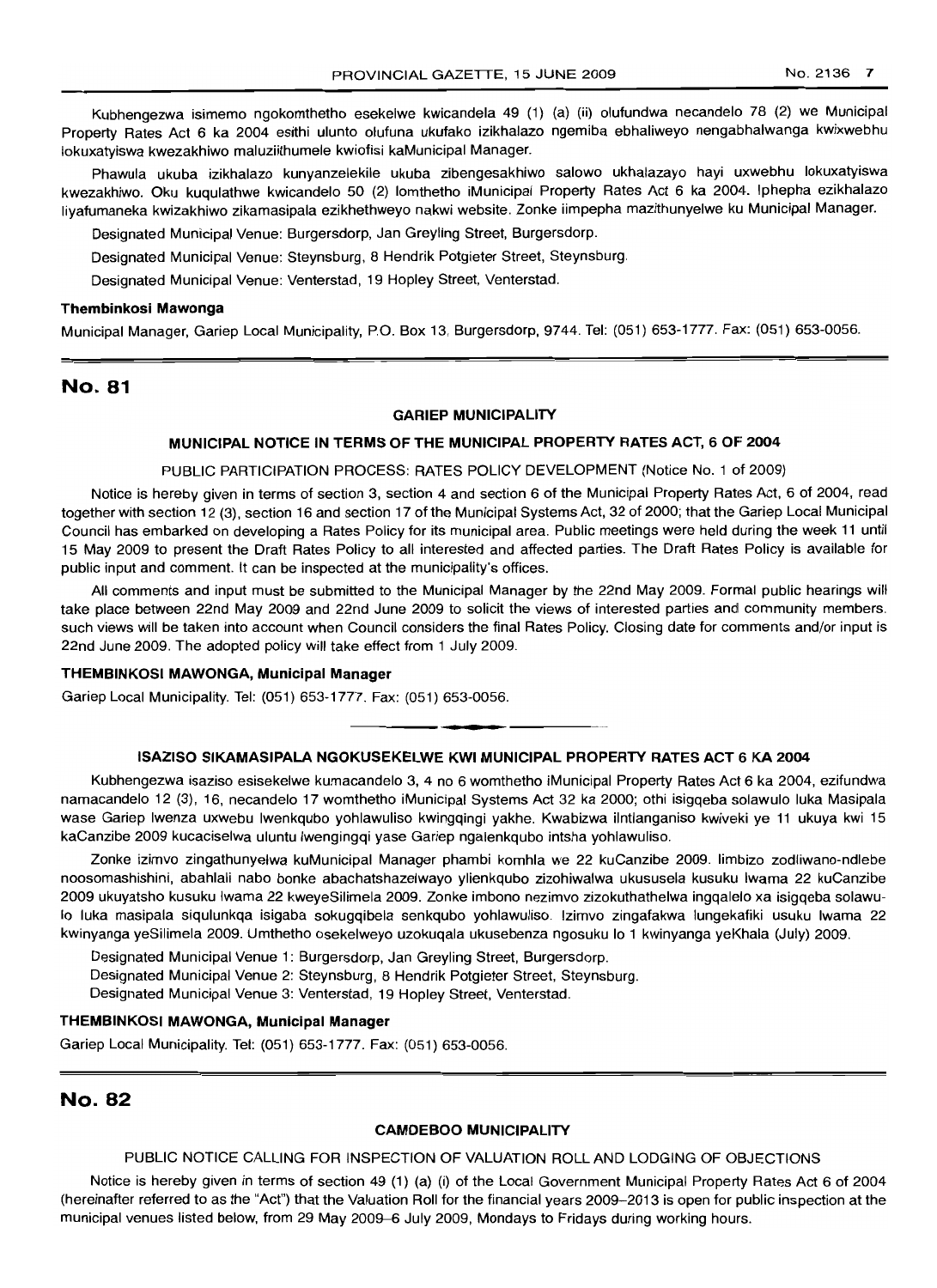Kubhengezwa isimemo ngokomthetho esekelwe kwicandela 49 (1) (a) (ii) olufundwa necandelo 78 (2) we Municipal Property Rates Act 6 ka 2004 esithi ulunto olufuna ukufako izikhalazo ngemiba ebhaliweyo nengabhalwanga kwixwebhu lokuxatyiswa kwezakhiwo maluziithumele kwiofisi kaMunicipal Manager.

Phawula ukuba izikhalazo kunyanzelekile ukuba zibengesakhiwo salowo ukhalazayo hayi uxwebhu lokuxatyiswa kwezakhiwo. Oku kuqulathwe kwicandelo 50 (2) lomthetho iMunicipal Property Rates Act 6 ka 2004. Iphepha ezikhalazo liyafumaneka kwizakhiwo zikamasipala ezikhethweyo nakwi website. Zonke iimpepha mazithunyelwe ku Municipal Manager.

Designated Municipal Venue: Burgersdorp, Jan Greyling Street, Burgersdorp.

Designated Municipal Venue: Steynsburg, 8 Hendrik Potgieter Street, Steynsburg.

Designated Municipal Venue: Venterstad, 19 Hopley Street, Venterstad.

**Thembinkosi Mawonga**

Municipal Manager, Gariep Local Municipality, P.O. Box 13, Burgersdorp, 9744. Tel: (051) 653-1777. Fax: (051) 653-0056.

## No. 81

### GARIEP MUNICIPALITY

### MUNICIPAL NOTICE IN TERMS OF THE MUNICIPAL PROPERTY RATES ACT, 6 OF 2004

PUBLIC PARTICIPATION PROCESS: RATES POLICY DEVELOPMENT (Notice No. 1 of 2009)

Notice is hereby given in terms of section 3, section 4 and section 6 of the Municipal Property Rates Act, 6 of 2004, read together with section 12 (3), section 16 and section 17 of the Municipal Systems Act, 32 of 2000; that the Gariep Local Municipal Council has embarked on developing a Rates Policy for its municipal area. Public meetings were held during the week 11 until 15 May 2009 to present the Draft Rates Policy to all interested and affected parties. The Draft Rates Policy is available for public input and comment. It can be inspected at the municipality's offices.

All comments and input must be submitted to the Municipal Manager by the 22nd May 2009. Formal public hearings will take place between 22nd May 2009 and 22nd June 2009 to solicit the views of interested parties and community members. such views will be taken into account when Council considers the final Rates Policy. Closing date for comments and/or input is 22nd June 2009. The adopted policy will take effect from 1 July 2009.

**THEMBINKOSI MAWONGA, Municipal Manager**

Gariep Local Municipality. Tel: (051) 653-1777. Fax: (051) 653-0056.

---

### ISAZISO SIKAMASIPALA NGOKUSEKELWE KWI MUNICIPAL PROPERTY RATES ACT 6 KA 2004

Kubhengezwa isaziso esisekelwe kumacandelo 3, 4 no 6 womthetho iMunicipal Property Rates Act 6 ka 2004, ezifundwa namacandelo 12 (3), 16, necandelo 17 womthetho iMunicipal Systems Act 32 ka 2000; othi isigqeba solawulo luka Masipala wase Gariep lwenza uxwebu lwenkqubo yohlawuliso kwingqingi yakhe. Kwabizwa iIntlanganiso kwiveki ye 11 ukuya kwi 15 kaCanzibe 2009 kucaciselwa uluntu lwengingqi yase Gariep ngalenkqubo intsha yohlawuliso.

Zonke izimvo zingathunyelwa kuMunicipal Manager phambi komhla we 22 kuCanzibe 2009. Iimbizo zodliwano-ndlebe noosomashishini, abahlali nabo bonke abachatshazelwayo ylienkqubo zizohiwalwa ukususela kusuku lwama 22 kuCanzibe 2009 ukuyatsho kusuku lwama 22 kweyeSilimela 2009. Zonke imbono nezimvo zizokuthathelwa ingqalelo xa isigqeba solawulo luka masipala siqulunkqa isigaba sokugqibela senkqubo yohlawuliso. Izimvo zingafakwa lungekafiki usuku lwama 22 kwinyanga yeSilimela 2009. Umthetho osekelweyo uzokuqala ukusebenza ngosuku lo 1 kwinyanga yeKhala (July) 2009.

Designated Municipal Venue 1: Burgersdorp, Jan Greyling Street, Burgersdorp.

Designated Municipal Venue 2: Steynsburg, 8 Hendrik Potgieter Street, Steynsburg.

Designated Municipal Venue 3: Venterstad, 19 Hopley Street, Venterstad.

**THEMBINKOSI MAWONGA, Municipal Manager**

Gariep Local Municipality. Tel: (051) 653-1777. Fax: (051) 653-0056.

## No. 82

### CAMDEBOO MUNICIPALITY

PUBLIC NOTICE CALLING FOR INSPECTION OF VALUATION ROLL AND LODGING OF OBJECTIONS

Notice is hereby given in terms of section 49 (1) (a) (i) of the Local Government Municipal Property Rates Act 6 of 2004 (hereinafter referred to as the "Act") that the Valuation Roll for the financial years 2009–2013 is open for public inspection at the municipal venues listed below, from 29 May 2009–6 July 2009, Mondays to Fridays during working hours.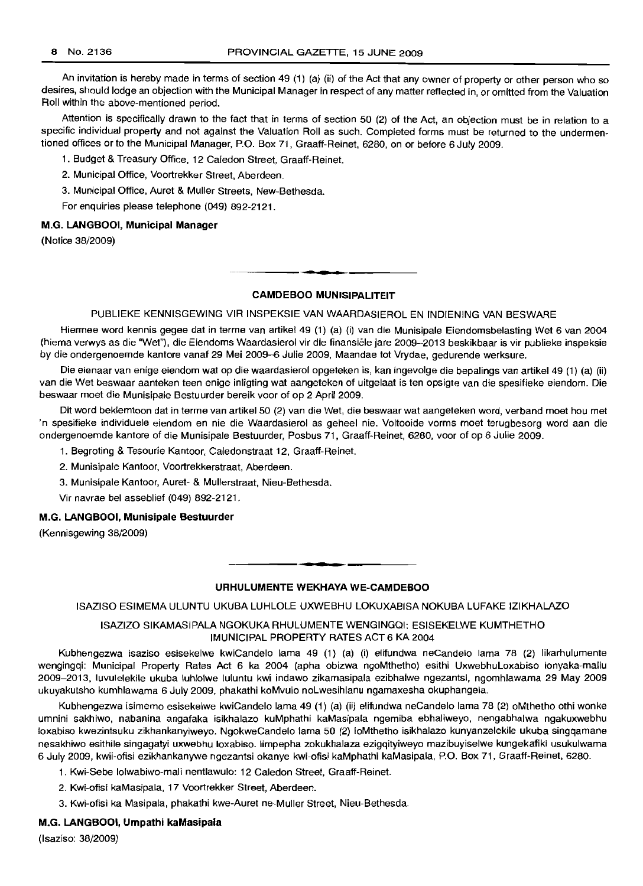An invitation is hereby made in terms of section 49 (1) (a) (ii) of the Act that any owner of property or other person who so desires, should lodge an objection with the Municipal Manager in respect of any matter reflected in, or omitted from the Valuation Roll within the above-mentioned period.

Attention is specifically drawn to the fact that in terms of section 50 (2) of the Act, an objection must be in relation to a specific individual property and not against the Valuation Roll as such. Completed forms must be returned to the undermentioned offices or to the Municipal Manager, P.O. Box 71, Graaff-Reinet, 6280, on or before 6 July 2009.

1. Budget & Treasury Office, 12 Caledon Street, Graaff-Reinet.
2. Municipal Office, Voortrekker Street, Aberdeen.
3. Municipal Office, Auret & Muller Streets, New-Bethesda.

For enquiries please telephone (049) 892-2121.

**M.G. LANGBOOI, Municipal Manager**

(Notice 38/2009)

---

## CAMDEBOO MUNISIPALITEIT

### PUBLIEKE KENNISGEWING VIR INSPEKSIE VAN WAARDASIEROL EN INDIENING VAN BESWARE

Hiermee word kennis gegee dat in terme van artikel 49 (1) (a) (i) van die Munisipale Eiendomsbelasting Wet 6 van 2004 (hierna verwys as die "Wet"), die Eiendoms Waardasierol vir die finansiële jare 2009–2013 beskikbaar is vir publieke inspeksie by die ondergenoemde kantore vanaf 29 Mei 2009–6 Julie 2009, Maandae tot Vrydae, gedurende werksure.

Die eienaar van enige eiendom wat op die waardasierol opgeteken is, kan ingevolge die bepalings van artikel 49 (1) (a) (ii) van die Wet beswaar aanteken teen enige inligting wat aangeteken of uitgelaat is ten opsigte van die spesifieke eiendom. Die beswaar moet die Munisipale Bestuurder bereik voor of op 2 April 2009.

Dit word beklemtoon dat in terme van artikel 50 (2) van die Wet, die beswaar wat aangeteken word, verband moet hou met 'n spesifieke individuele eiendom en nie die Waardasierol as geheel nie. Voltooide vorms moet terugbesorg word aan die ondergenoemde kantore of die Munisipale Bestuurder, Posbus 71, Graaff-Reinet, 6280, voor of op 6 Julie 2009.

1. Begroting & Tesourie Kantoor, Caledonstraat 12, Graaff-Reinet.
2. Munisipale Kantoor, Voortrekkerstraat, Aberdeen.
3. Munisipale Kantoor, Auret- & Mullerstraat, Nieu-Bethesda.

Vir navrae bel asseblief (049) 892-2121.

**M.G. LANGBOOI, Munisipale Bestuurder**

(Kennisgewing 38/2009)

---

## URHULUMENTE WEKHAYA WE-CAMDEBOO

### ISAZISO ESIMEMA ULUNTU UKUBA LUHLOLE UXWEBHU LOKUXABISA NOKUBA LUFAKE IZIKHALAZO

### ISAZIZO SIKAMASIPALA NGOKUKA RHULUMENTE WENGINGQI: ESISEKELWE KUMTHETHO IMUNICIPAL PROPERTY RATES ACT 6 KA 2004

Kubhengezwa isaziso esisekelwe kwiCandelo lama 49 (1) (a) (i) elifundwa neCandelo lama 78 (2) likarhulumente wengingqi: Municipal Property Rates Act 6 ka 2004 (apha obizwa ngoMthetho) esithi UxwebhuLoxabiso lonyaka-mali 2009–2013, luvulelekile ukuba luhlolwe luluntu kwi indawo zikamasipala ezibhalwe ngezantsi, ngomhlawama 29 May 2009 ukuyakutsho kumhlawama 6 July 2009, phakathi koMvulo noLwesihlanu ngamaxesha okuphangela.

Kubhengezwa isimemo esisekelwe kwiCandelo lama 49 (1) (a) (ii) elifundwa neCandelo lama 78 (2) oMthetho othi wonke umnini sakhiwo, nabanina angafaka isikhalazo kuMphathi kaMasipala ngemiba ebhaliweyo, nengabhalwa ngakuxwebhu loxabiso kwezintsuku zikhankanyiweyo. NgokweCandelo lama 50 (2) loMthetho isikhalazo kunyanzelekile ukuba singqamane nesakhiwo esithile singagatyi uxwebhu loxabiso. Iimpepha zokukhalaza ezigqityiweyo mazibuyiselwe kungekafiki usukulwama 6 July 2009, kwii-ofisi ezikhankanywe ngezantsi okanye kwi-ofisi kaMphathi kaMasipala, P.O. Box 71, Graaff-Reinet, 6280.

1. Kwi-Sebe lolwabiwo-mali nentlawulo: 12 Caledon Street, Graaff-Reinet.
2. Kwi-ofisi kaMasipala, 17 Voortrekker Street, Aberdeen.
3. Kwi-ofisi ka Masipala, phakathi kwe-Auret ne-Muller Street, Nieu-Bethesda.

**M.G. LANGBOOI, Umpathi kaMasipala**

(Isaziso: 38/2009)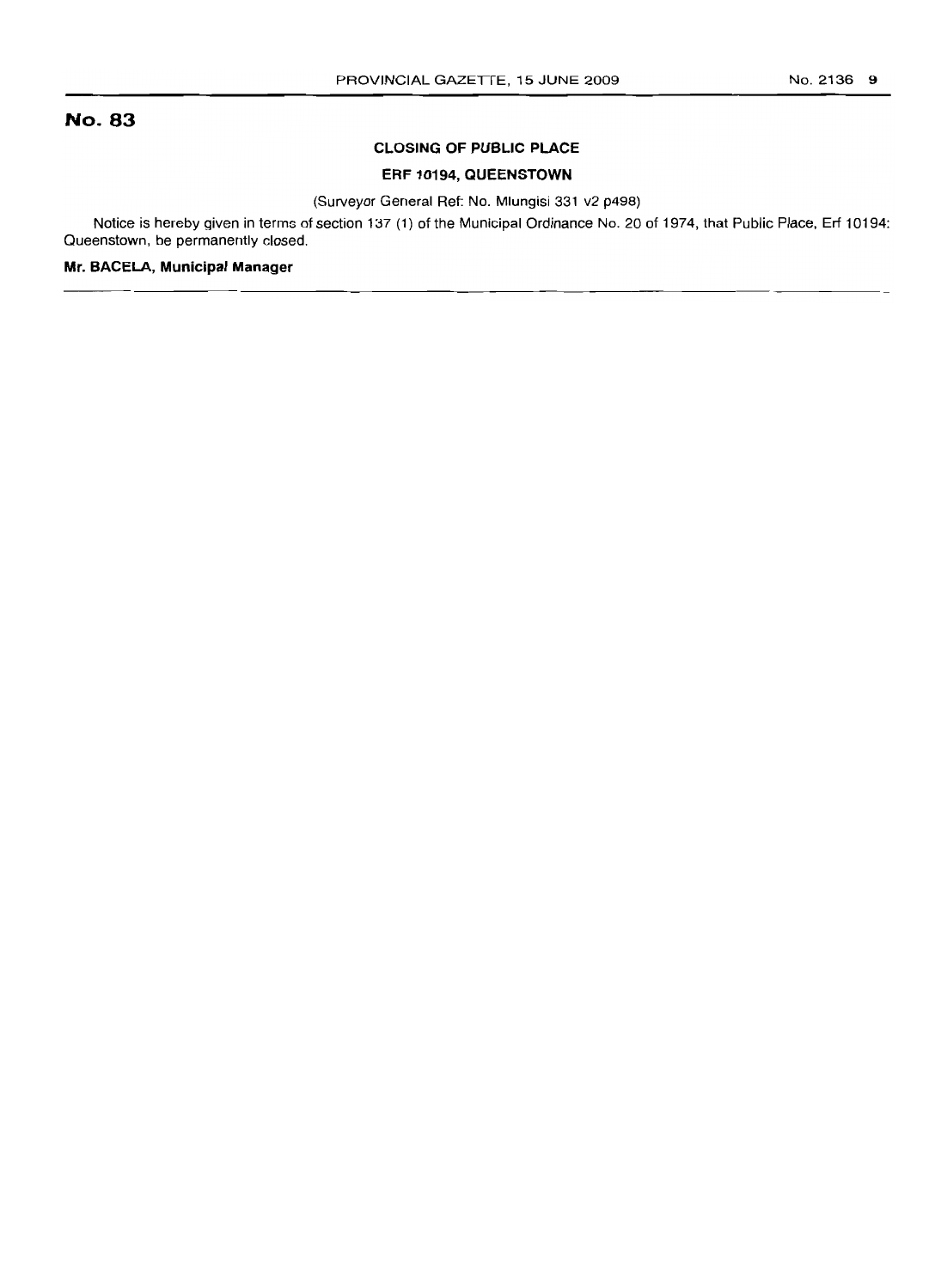## No. 83

### CLOSING OF PUBLIC PLACE

### ERF 10194, QUEENSTOWN

(Surveyor General Ref: No. Mlungisi 331 v2 p498)

Notice is hereby given in terms of section 137 (1) of the Municipal Ordinance No. 20 of 1974, that Public Place, Erf 10194: Queenstown, be permanently closed.

**Mr. BACELA, Municipal Manager**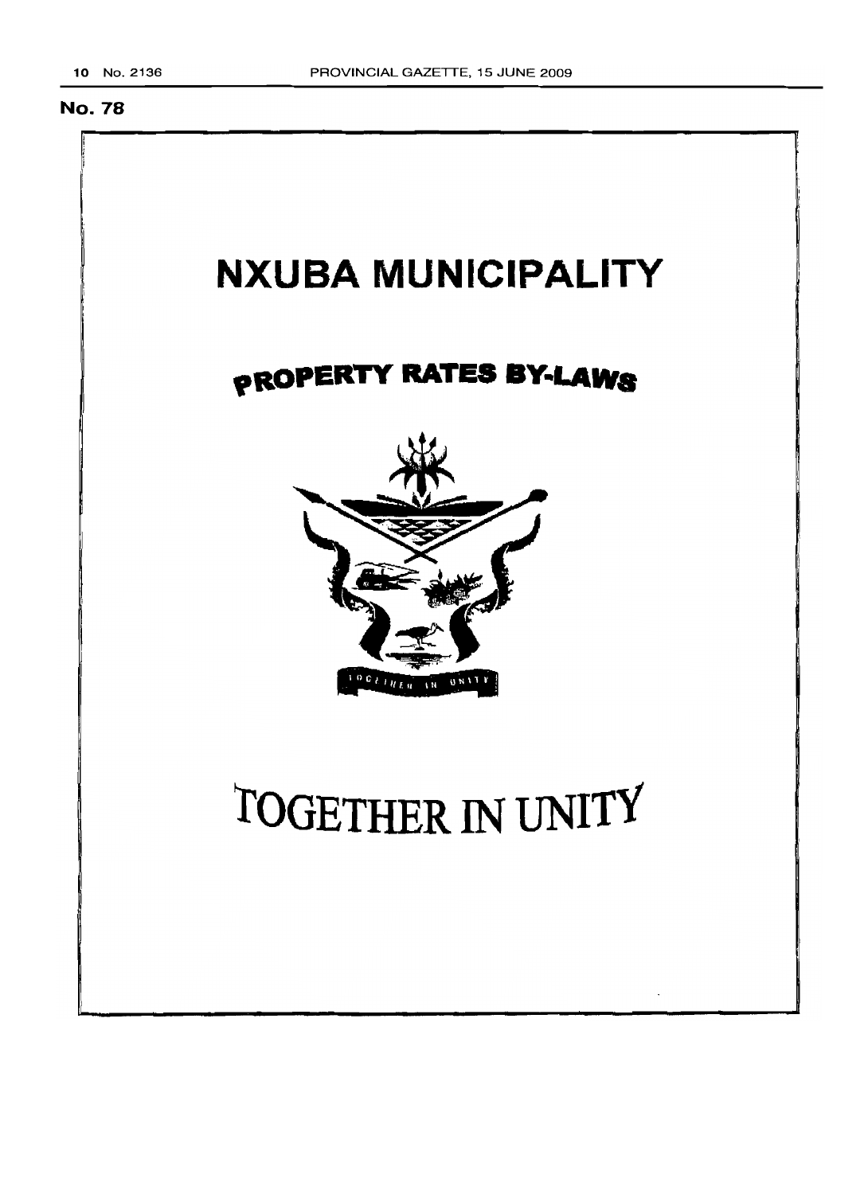**No. 78**

# NXUBA MUNICIPALITY

## PROPERTY RATES BY-LAWS

# TOGETHER IN UNITY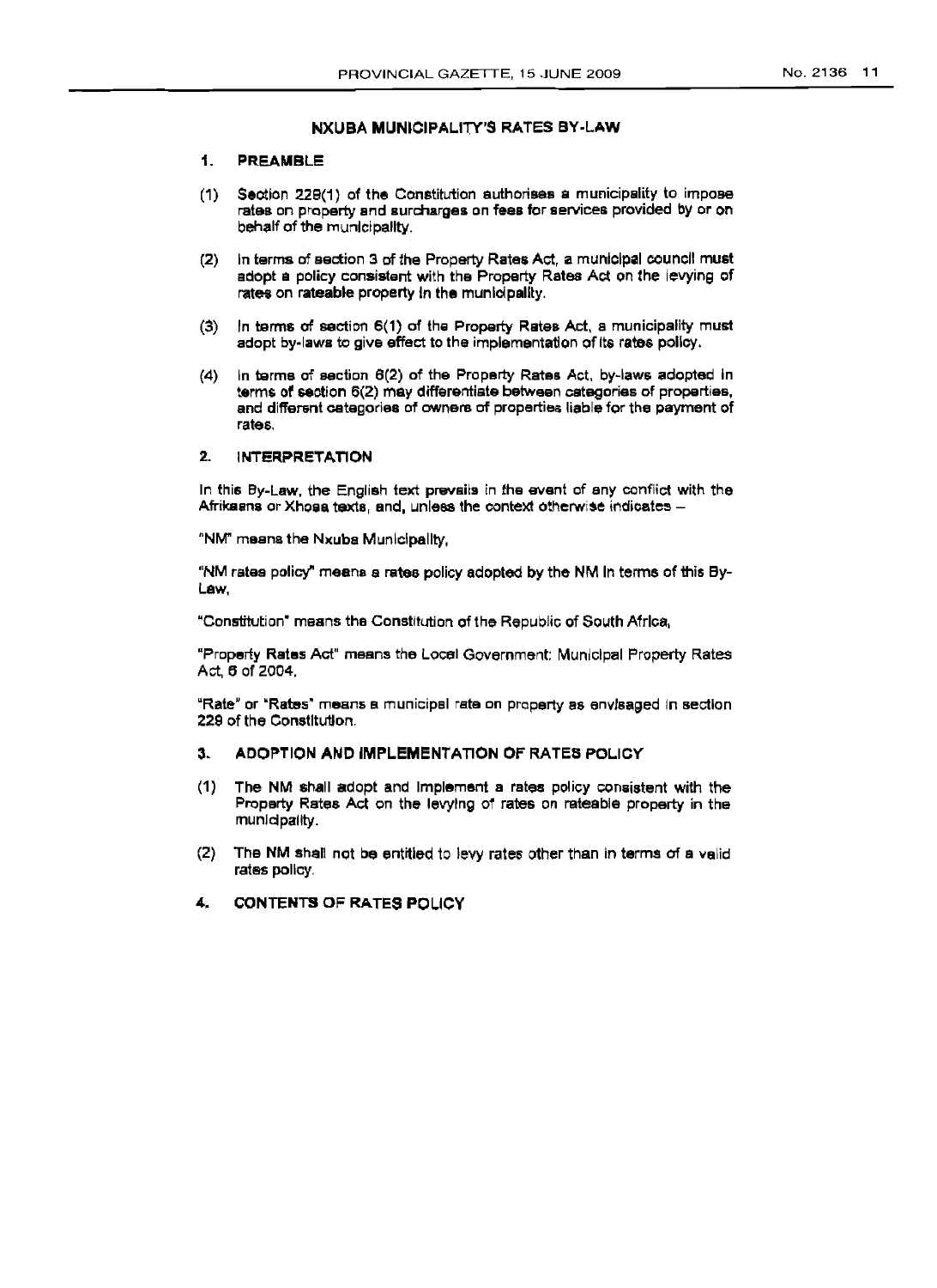## NXUBA MUNICIPALITY'S RATES BY-LAW

### 1. PREAMBLE

(1) Section 229(1) of the Constitution authorises a municipality to impose rates on property and surcharges on fees for services provided by or on behalf of the municipality.

(2) In terms of section 3 of the Property Rates Act, a municipal council must adopt a policy consistent with the Property Rates Act on the levying of rates on rateable property in the municipality.

(3) In terms of section 6(1) of the Property Rates Act, a municipality must adopt by-laws to give effect to the implementation of its rates policy.

(4) In terms of section 6(2) of the Property Rates Act, by-laws adopted in terms of section 6(2) may differentiate between categories of properties, and different categories of owners of properties liable for the payment of rates.

### 2. INTERPRETATION

In this By-Law, the English text prevails in the event of any conflict with the Afrikaans or Xhosa texts, and, unless the context otherwise indicates –

"NM" means the Nxuba Municipality,

"NM rates policy" means a rates policy adopted by the NM in terms of this By-Law,

"Constitution" means the Constitution of the Republic of South Africa,

"Property Rates Act" means the Local Government: Municipal Property Rates Act, 6 of 2004,

"Rate" or "Rates" means a municipal rate on property as envisaged in section 229 of the Constitution.

### 3. ADOPTION AND IMPLEMENTATION OF RATES POLICY

(1) The NM shall adopt and implement a rates policy consistent with the Property Rates Act on the levying of rates on rateable property in the municipality.

(2) The NM shall not be entitled to levy rates other than in terms of a valid rates policy.

### 4. CONTENTS OF RATES POLICY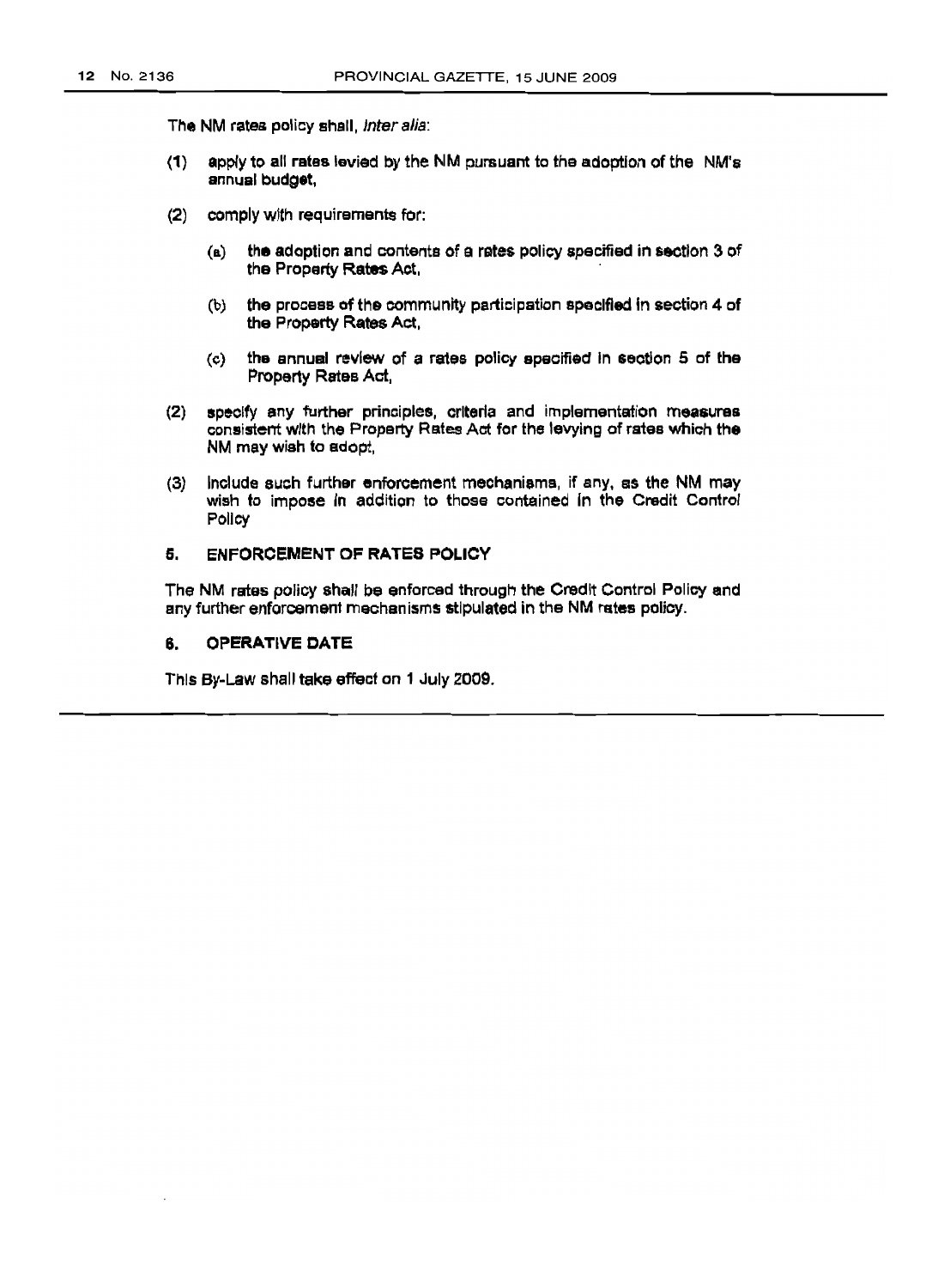The NM rates policy shall, *inter alia*:

(1) apply to all rates levied by the NM pursuant to the adoption of the NM's annual budget,

(2) comply with requirements for:

  (a) the adoption and contents of a rates policy specified in section 3 of the Property Rates Act,

  (b) the process of the community participation specified in section 4 of the Property Rates Act,

  (c) the annual review of a rates policy specified in section 5 of the Property Rates Act,

(2) specify any further principles, criteria and implementation measures consistent with the Property Rates Act for the levying of rates which the NM may wish to adopt,

(3) include such further enforcement mechanisms, if any, as the NM may wish to impose in addition to those contained in the Credit Control Policy

## 5. ENFORCEMENT OF RATES POLICY

The NM rates policy shall be enforced through the Credit Control Policy and any further enforcement mechanisms stipulated in the NM rates policy.

## 6. OPERATIVE DATE

This By-Law shall take effect on 1 July 2009.